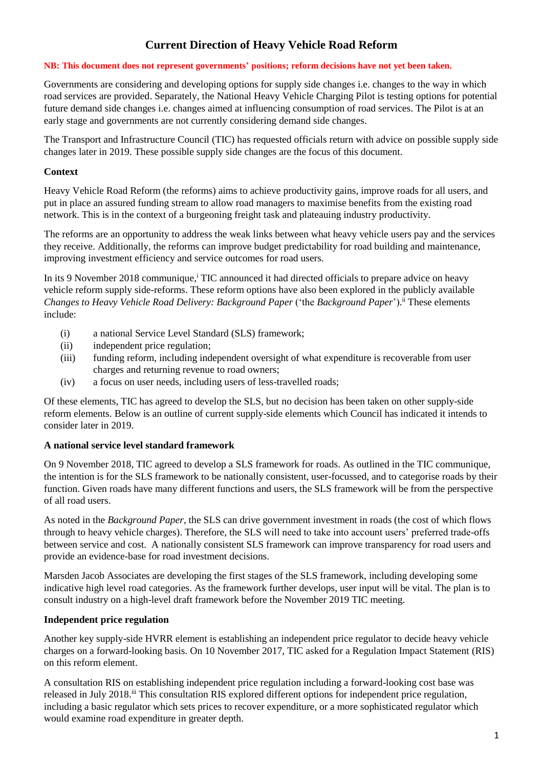# Current Direction of Heavy Vehicle Road Reform

**NB: This document does not represent governments' positions; reform decisions have not yet been taken.**

Governments are considering and developing options for supply side changes i.e. changes to the way in which road services are provided. Separately, the National Heavy Vehicle Charging Pilot is testing options for potential future demand side changes i.e. changes aimed at influencing consumption of road services. The Pilot is at an early stage and governments are not currently considering demand side changes.

The Transport and Infrastructure Council (TIC) has requested officials return with advice on possible supply side changes later in 2019. These possible supply side changes are the focus of this document.

### Context

Heavy Vehicle Road Reform (the reforms) aims to achieve productivity gains, improve roads for all users, and put in place an assured funding stream to allow road managers to maximise benefits from the existing road network. This is in the context of a burgeoning freight task and plateauing industry productivity.

The reforms are an opportunity to address the weak links between what heavy vehicle users pay and the services they receive. Additionally, the reforms can improve budget predictability for road building and maintenance, improving investment efficiency and service outcomes for road users.

In its 9 November 2018 communique,[i] TIC announced it had directed officials to prepare advice on heavy vehicle reform supply side-reforms. These reform options have also been explored in the publicly available *Changes to Heavy Vehicle Road Delivery: Background Paper* ('the *Background Paper*').[ii] These elements include:

- (i) a national Service Level Standard (SLS) framework;
- (ii) independent price regulation;
- (iii) funding reform, including independent oversight of what expenditure is recoverable from user charges and returning revenue to road owners;
- (iv) a focus on user needs, including users of less-travelled roads;

Of these elements, TIC has agreed to develop the SLS, but no decision has been taken on other supply-side reform elements. Below is an outline of current supply-side elements which Council has indicated it intends to consider later in 2019.

### A national service level standard framework

On 9 November 2018, TIC agreed to develop a SLS framework for roads. As outlined in the TIC communique, the intention is for the SLS framework to be nationally consistent, user-focussed, and to categorise roads by their function. Given roads have many different functions and users, the SLS framework will be from the perspective of all road users.

As noted in the *Background Paper*, the SLS can drive government investment in roads (the cost of which flows through to heavy vehicle charges). Therefore, the SLS will need to take into account users' preferred trade-offs between service and cost. A nationally consistent SLS framework can improve transparency for road users and provide an evidence-base for road investment decisions.

Marsden Jacob Associates are developing the first stages of the SLS framework, including developing some indicative high level road categories. As the framework further develops, user input will be vital. The plan is to consult industry on a high-level draft framework before the November 2019 TIC meeting.

### Independent price regulation

Another key supply-side HVRR element is establishing an independent price regulator to decide heavy vehicle charges on a forward-looking basis. On 10 November 2017, TIC asked for a Regulation Impact Statement (RIS) on this reform element.

A consultation RIS on establishing independent price regulation including a forward-looking cost base was released in July 2018.[iii] This consultation RIS explored different options for independent price regulation, including a basic regulator which sets prices to recover expenditure, or a more sophisticated regulator which would examine road expenditure in greater depth.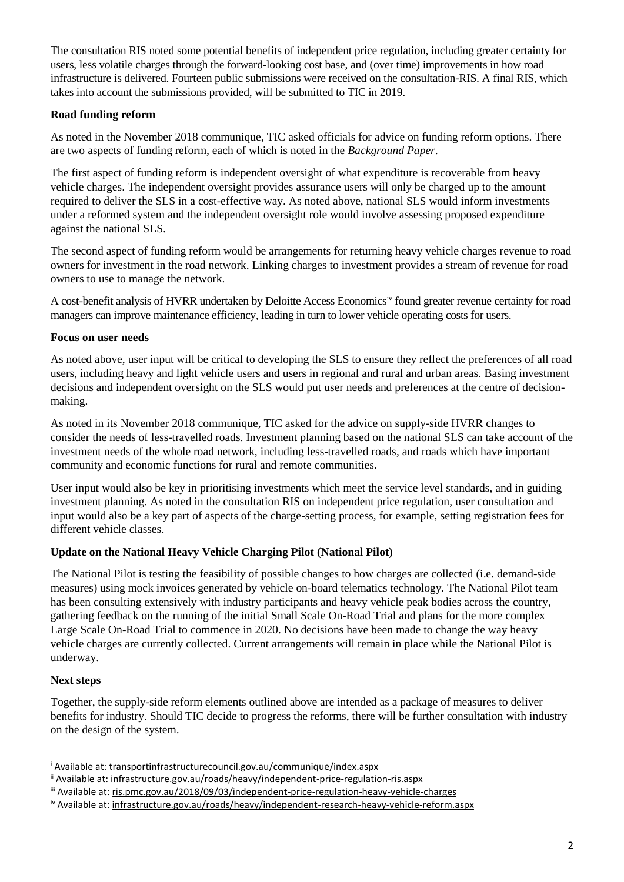The consultation RIS noted some potential benefits of independent price regulation, including greater certainty for users, less volatile charges through the forward-looking cost base, and (over time) improvements in how road infrastructure is delivered. Fourteen public submissions were received on the consultation-RIS. A final RIS, which takes into account the submissions provided, will be submitted to TIC in 2019.

**Road funding reform**

As noted in the November 2018 communique, TIC asked officials for advice on funding reform options. There are two aspects of funding reform, each of which is noted in the *Background Paper*.

The first aspect of funding reform is independent oversight of what expenditure is recoverable from heavy vehicle charges. The independent oversight provides assurance users will only be charged up to the amount required to deliver the SLS in a cost-effective way. As noted above, national SLS would inform investments under a reformed system and the independent oversight role would involve assessing proposed expenditure against the national SLS.

The second aspect of funding reform would be arrangements for returning heavy vehicle charges revenue to road owners for investment in the road network. Linking charges to investment provides a stream of revenue for road owners to use to manage the network.

A cost-benefit analysis of HVRR undertaken by Deloitte Access Economics[iv] found greater revenue certainty for road managers can improve maintenance efficiency, leading in turn to lower vehicle operating costs for users.

**Focus on user needs**

As noted above, user input will be critical to developing the SLS to ensure they reflect the preferences of all road users, including heavy and light vehicle users and users in regional and rural and urban areas. Basing investment decisions and independent oversight on the SLS would put user needs and preferences at the centre of decision-making.

As noted in its November 2018 communique, TIC asked for the advice on supply-side HVRR changes to consider the needs of less-travelled roads. Investment planning based on the national SLS can take account of the investment needs of the whole road network, including less-travelled roads, and roads which have important community and economic functions for rural and remote communities.

User input would also be key in prioritising investments which meet the service level standards, and in guiding investment planning. As noted in the consultation RIS on independent price regulation, user consultation and input would also be a key part of aspects of the charge-setting process, for example, setting registration fees for different vehicle classes.

**Update on the National Heavy Vehicle Charging Pilot (National Pilot)**

The National Pilot is testing the feasibility of possible changes to how charges are collected (i.e. demand-side measures) using mock invoices generated by vehicle on-board telematics technology. The National Pilot team has been consulting extensively with industry participants and heavy vehicle peak bodies across the country, gathering feedback on the running of the initial Small Scale On-Road Trial and plans for the more complex Large Scale On-Road Trial to commence in 2020. No decisions have been made to change the way heavy vehicle charges are currently collected. Current arrangements will remain in place while the National Pilot is underway.

**Next steps**

Together, the supply-side reform elements outlined above are intended as a package of measures to deliver benefits for industry. Should TIC decide to progress the reforms, there will be further consultation with industry on the design of the system.

---

[i] Available at: transportinfrastructurecouncil.gov.au/communique/index.aspx

[ii] Available at: infrastructure.gov.au/roads/heavy/independent-price-regulation-ris.aspx

[iii] Available at: ris.pmc.gov.au/2018/09/03/independent-price-regulation-heavy-vehicle-charges

[iv] Available at: infrastructure.gov.au/roads/heavy/independent-research-heavy-vehicle-reform.aspx